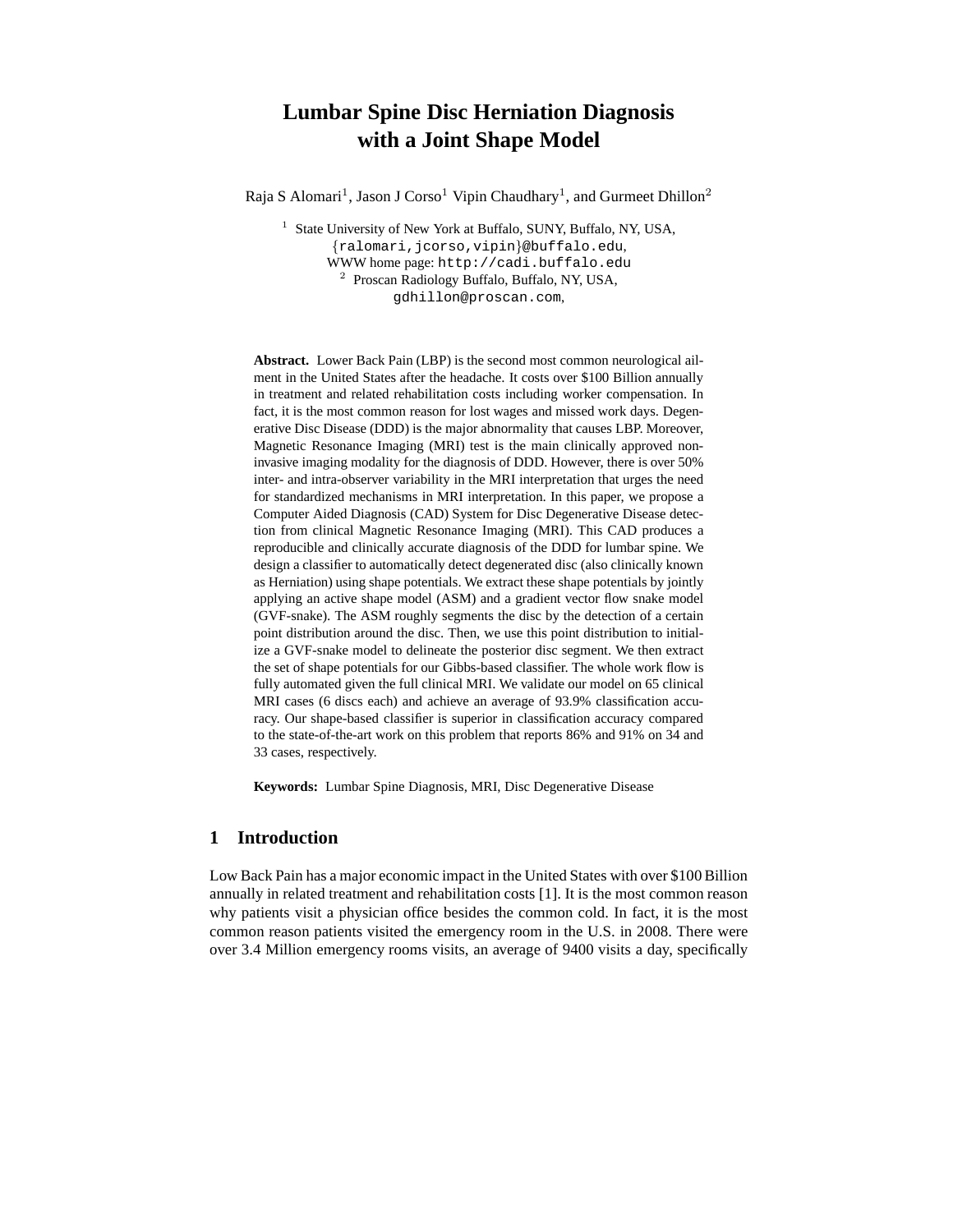# Lumbar Spine Disc Herniation Diagnosis with a Joint Shape Model

Raja S Alomari[1], Jason J Corso[1] Vipin Chaudhary[1], and Gurmeet Dhillon[2]

[1] State University of New York at Buffalo, SUNY, Buffalo, NY, USA,
{ralomari,jcorso,vipin}@buffalo.edu,
WWW home page: http://cadi.buffalo.edu

[2] Proscan Radiology Buffalo, Buffalo, NY, USA,
gdhillon@proscan.com,

**Abstract.** Lower Back Pain (LBP) is the second most common neurological ailment in the United States after the headache. It costs over $100 Billion annually in treatment and related rehabilitation costs including worker compensation. In fact, it is the most common reason for lost wages and missed work days. Degenerative Disc Disease (DDD) is the major abnormality that causes LBP. Moreover, Magnetic Resonance Imaging (MRI) test is the main clinically approved non-invasive imaging modality for the diagnosis of DDD. However, there is over 50% inter- and intra-observer variability in the MRI interpretation that urges the need for standardized mechanisms in MRI interpretation. In this paper, we propose a Computer Aided Diagnosis (CAD) System for Disc Degenerative Disease detection from clinical Magnetic Resonance Imaging (MRI). This CAD produces a reproducible and clinically accurate diagnosis of the DDD for lumbar spine. We design a classifier to automatically detect degenerated disc (also clinically known as Herniation) using shape potentials. We extract these shape potentials by jointly applying an active shape model (ASM) and a gradient vector flow snake model (GVF-snake). The ASM roughly segments the disc by the detection of a certain point distribution around the disc. Then, we use this point distribution to initialize a GVF-snake model to delineate the posterior disc segment. We then extract the set of shape potentials for our Gibbs-based classifier. The whole work flow is fully automated given the full clinical MRI. We validate our model on 65 clinical MRI cases (6 discs each) and achieve an average of 93.9% classification accuracy. Our shape-based classifier is superior in classification accuracy compared to the state-of-the-art work on this problem that reports 86% and 91% on 34 and 33 cases, respectively.

**Keywords:** Lumbar Spine Diagnosis, MRI, Disc Degenerative Disease

## 1 Introduction

Low Back Pain has a major economic impact in the United States with over $100 Billion annually in related treatment and rehabilitation costs [1]. It is the most common reason why patients visit a physician office besides the common cold. In fact, it is the most common reason patients visited the emergency room in the U.S. in 2008. There were over 3.4 Million emergency rooms visits, an average of 9400 visits a day, specifically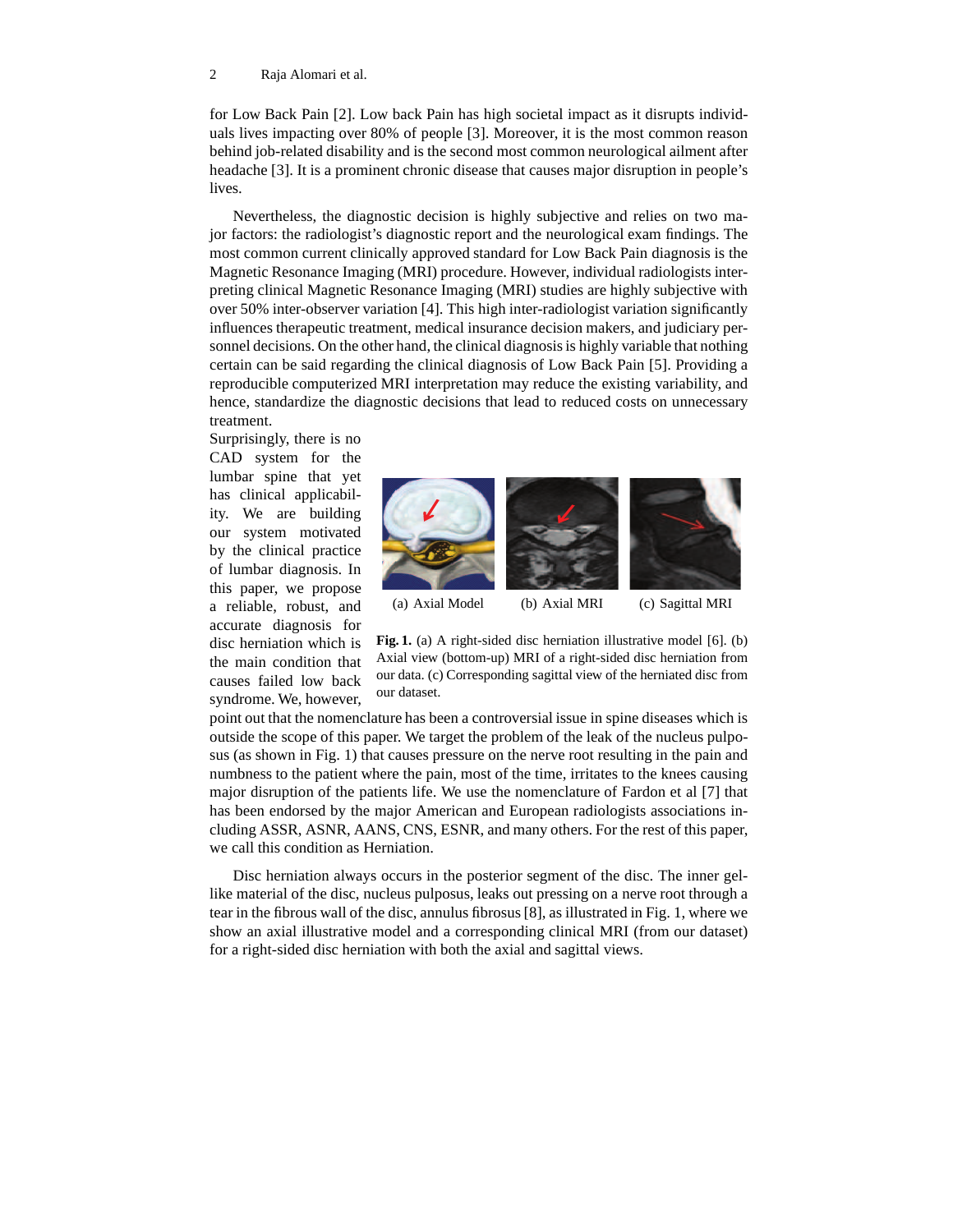for Low Back Pain [2]. Low back Pain has high societal impact as it disrupts individuals lives impacting over 80% of people [3]. Moreover, it is the most common reason behind job-related disability and is the second most common neurological ailment after headache [3]. It is a prominent chronic disease that causes major disruption in people's lives.

Nevertheless, the diagnostic decision is highly subjective and relies on two major factors: the radiologist's diagnostic report and the neurological exam findings. The most common current clinically approved standard for Low Back Pain diagnosis is the Magnetic Resonance Imaging (MRI) procedure. However, individual radiologists interpreting clinical Magnetic Resonance Imaging (MRI) studies are highly subjective with over 50% inter-observer variation [4]. This high inter-radiologist variation significantly influences therapeutic treatment, medical insurance decision makers, and judiciary personnel decisions. On the other hand, the clinical diagnosis is highly variable that nothing certain can be said regarding the clinical diagnosis of Low Back Pain [5]. Providing a reproducible computerized MRI interpretation may reduce the existing variability, and hence, standardize the diagnostic decisions that lead to reduced costs on unnecessary treatment.

Surprisingly, there is no CAD system for the lumbar spine that yet has clinical applicability. We are building our system motivated by the clinical practice of lumbar diagnosis. In this paper, we propose a reliable, robust, and accurate diagnosis for disc herniation which is the main condition that causes failed low back syndrome. We, however, point out that the nomenclature has been a controversial issue in spine diseases which is outside the scope of this paper. We target the problem of the leak of the nucleus pulposus (as shown in Fig. 1) that causes pressure on the nerve root resulting in the pain and numbness to the patient where the pain, most of the time, irritates to the knees causing major disruption of the patients life. We use the nomenclature of Fardon et al [7] that has been endorsed by the major American and European radiologists associations including ASSR, ASNR, AANS, CNS, ESNR, and many others. For the rest of this paper, we call this condition as Herniation.

(a) Axial Model (b) Axial MRI (c) Sagittal MRI

**Fig. 1.** (a) A right-sided disc herniation illustrative model [6]. (b) Axial view (bottom-up) MRI of a right-sided disc herniation from our data. (c) Corresponding sagittal view of the herniated disc from our dataset.

Disc herniation always occurs in the posterior segment of the disc. The inner gel-like material of the disc, nucleus pulposus, leaks out pressing on a nerve root through a tear in the fibrous wall of the disc, annulus fibrosus [8], as illustrated in Fig. 1, where we show an axial illustrative model and a corresponding clinical MRI (from our dataset) for a right-sided disc herniation with both the axial and sagittal views.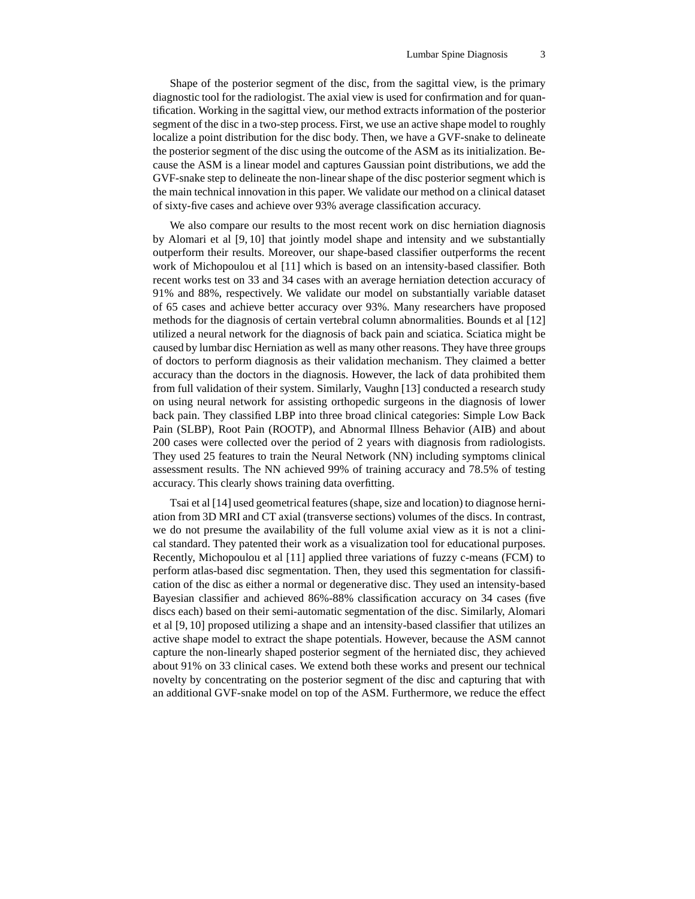Shape of the posterior segment of the disc, from the sagittal view, is the primary diagnostic tool for the radiologist. The axial view is used for confirmation and for quantification. Working in the sagittal view, our method extracts information of the posterior segment of the disc in a two-step process. First, we use an active shape model to roughly localize a point distribution for the disc body. Then, we have a GVF-snake to delineate the posterior segment of the disc using the outcome of the ASM as its initialization. Because the ASM is a linear model and captures Gaussian point distributions, we add the GVF-snake step to delineate the non-linear shape of the disc posterior segment which is the main technical innovation in this paper. We validate our method on a clinical dataset of sixty-five cases and achieve over 93% average classification accuracy.

We also compare our results to the most recent work on disc herniation diagnosis by Alomari et al [9, 10] that jointly model shape and intensity and we substantially outperform their results. Moreover, our shape-based classifier outperforms the recent work of Michopoulou et al [11] which is based on an intensity-based classifier. Both recent works test on 33 and 34 cases with an average herniation detection accuracy of 91% and 88%, respectively. We validate our model on substantially variable dataset of 65 cases and achieve better accuracy over 93%. Many researchers have proposed methods for the diagnosis of certain vertebral column abnormalities. Bounds et al [12] utilized a neural network for the diagnosis of back pain and sciatica. Sciatica might be caused by lumbar disc Herniation as well as many other reasons. They have three groups of doctors to perform diagnosis as their validation mechanism. They claimed a better accuracy than the doctors in the diagnosis. However, the lack of data prohibited them from full validation of their system. Similarly, Vaughn [13] conducted a research study on using neural network for assisting orthopedic surgeons in the diagnosis of lower back pain. They classified LBP into three broad clinical categories: Simple Low Back Pain (SLBP), Root Pain (ROOTP), and Abnormal Illness Behavior (AIB) and about 200 cases were collected over the period of 2 years with diagnosis from radiologists. They used 25 features to train the Neural Network (NN) including symptoms clinical assessment results. The NN achieved 99% of training accuracy and 78.5% of testing accuracy. This clearly shows training data overfitting.

Tsai et al [14] used geometrical features (shape, size and location) to diagnose herniation from 3D MRI and CT axial (transverse sections) volumes of the discs. In contrast, we do not presume the availability of the full volume axial view as it is not a clinical standard. They patented their work as a visualization tool for educational purposes. Recently, Michopoulou et al [11] applied three variations of fuzzy c-means (FCM) to perform atlas-based disc segmentation. Then, they used this segmentation for classification of the disc as either a normal or degenerative disc. They used an intensity-based Bayesian classifier and achieved 86%-88% classification accuracy on 34 cases (five discs each) based on their semi-automatic segmentation of the disc. Similarly, Alomari et al [9, 10] proposed utilizing a shape and an intensity-based classifier that utilizes an active shape model to extract the shape potentials. However, because the ASM cannot capture the non-linearly shaped posterior segment of the herniated disc, they achieved about 91% on 33 clinical cases. We extend both these works and present our technical novelty by concentrating on the posterior segment of the disc and capturing that with an additional GVF-snake model on top of the ASM. Furthermore, we reduce the effect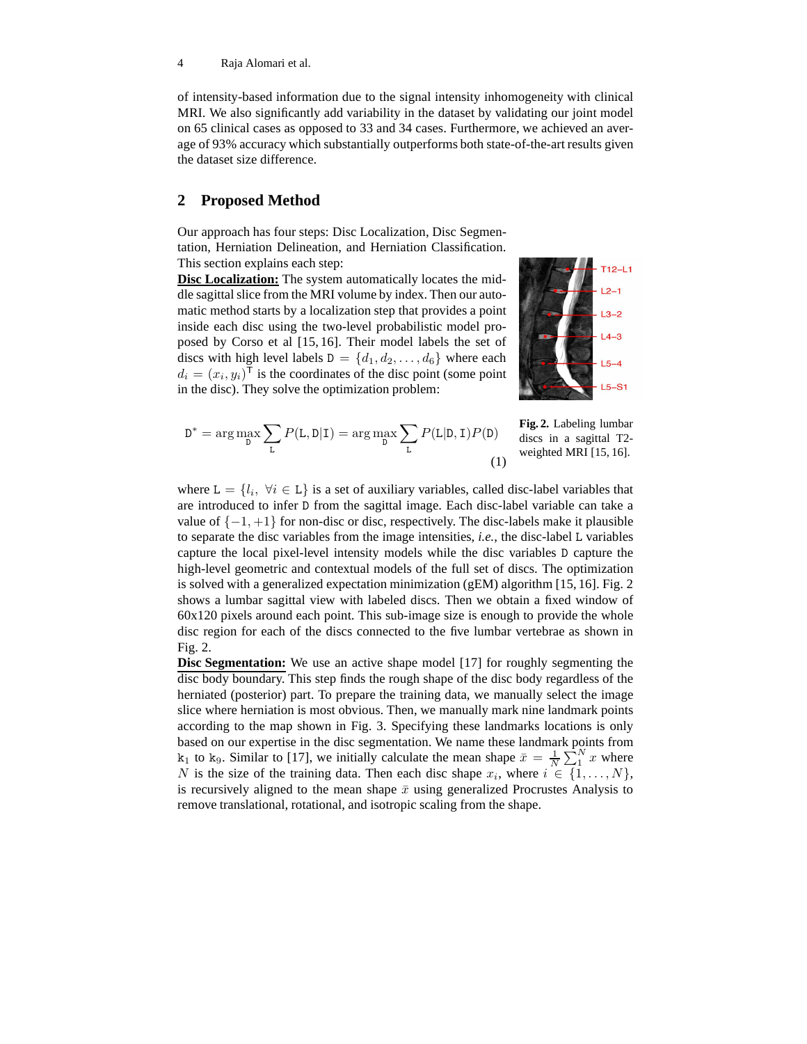of intensity-based information due to the signal intensity inhomogeneity with clinical MRI. We also significantly add variability in the dataset by validating our joint model on 65 clinical cases as opposed to 33 and 34 cases. Furthermore, we achieved an average of 93% accuracy which substantially outperforms both state-of-the-art results given the dataset size difference.

## 2 Proposed Method

Our approach has four steps: Disc Localization, Disc Segmentation, Herniation Delineation, and Herniation Classification. This section explains each step:

**Disc Localization:** The system automatically locates the middle sagittal slice from the MRI volume by index. Then our automatic method starts by a localization step that provides a point inside each disc using the two-level probabilistic model proposed by Corso et al [15, 16]. Their model labels the set of discs with high level labels $\mathtt{D} = \{d_1, d_2, \ldots, d_6\}$ where each $d_i = (x_i, y_i)^\mathsf{T}$ is the coordinates of the disc point (some point in the disc). They solve the optimization problem:

$$\mathtt{D}^* = \arg\max_{\mathtt{D}} \sum_{\mathtt{L}} P(\mathtt{L}, \mathtt{D}|\mathtt{I}) = \arg\max_{\mathtt{D}} \sum_{\mathtt{L}} P(\mathtt{L}|\mathtt{D}, \mathtt{I}) P(\mathtt{D}) \quad (1)$$

**Fig. 2.** Labeling lumbar discs in a sagittal T2-weighted MRI [15, 16].

where $\mathtt{L} = \{l_i, \ \forall i \in \mathtt{L}\}$ is a set of auxiliary variables, called disc-label variables that are introduced to infer $\mathtt{D}$ from the sagittal image. Each disc-label variable can take a value of $\{-1, +1\}$ for non-disc or disc, respectively. The disc-labels make it plausible to separate the disc variables from the image intensities, *i.e.*, the disc-label $\mathtt{L}$ variables capture the local pixel-level intensity models while the disc variables $\mathtt{D}$ capture the high-level geometric and contextual models of the full set of discs. The optimization is solved with a generalized expectation minimization (gEM) algorithm [15, 16]. Fig. 2 shows a lumbar sagittal view with labeled discs. Then we obtain a fixed window of 60x120 pixels around each point. This sub-image size is enough to provide the whole disc region for each of the discs connected to the five lumbar vertebrae as shown in Fig. 2.

**Disc Segmentation:** We use an active shape model [17] for roughly segmenting the disc body boundary. This step finds the rough shape of the disc body regardless of the herniated (posterior) part. To prepare the training data, we manually select the image slice where herniation is most obvious. Then, we manually mark nine landmark points according to the map shown in Fig. 3. Specifying these landmarks locations is only based on our expertise in the disc segmentation. We name these landmark points from $\mathtt{k}_1$ to $\mathtt{k}_9$. Similar to [17], we initially calculate the mean shape $\bar{x} = \frac{1}{N} \sum_1^N x$ where $N$ is the size of the training data. Then each disc shape $x_i$, where $i \in \{1, \ldots, N\}$, is recursively aligned to the mean shape $\bar{x}$ using generalized Procrustes Analysis to remove translational, rotational, and isotropic scaling from the shape.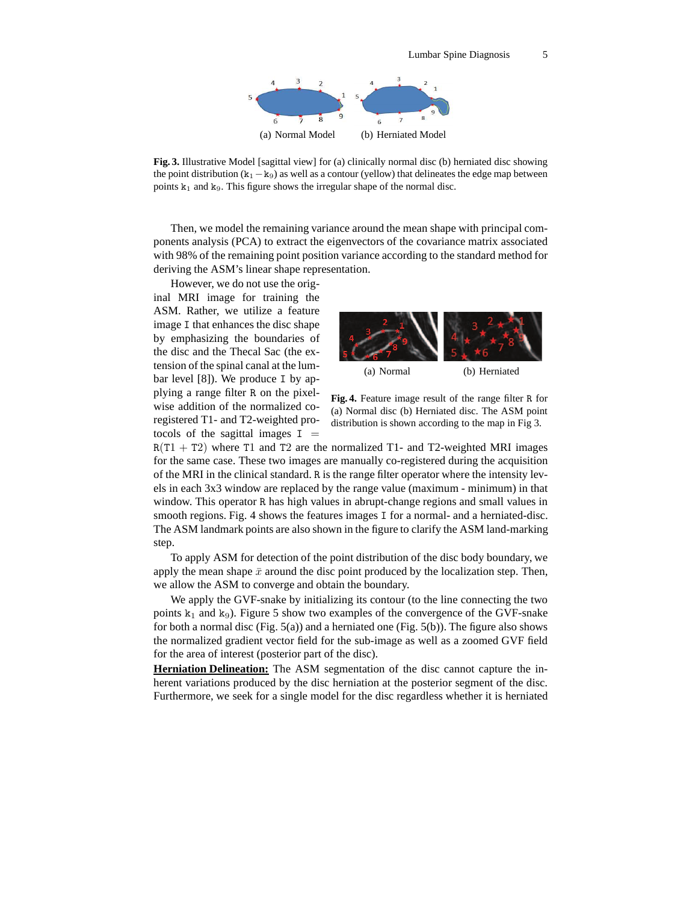(a) Normal Model (b) Herniated Model

**Fig. 3.** Illustrative Model [sagittal view] for (a) clinically normal disc (b) herniated disc showing the point distribution ($k_1 - k_9$) as well as a contour (yellow) that delineates the edge map between points $k_1$ and $k_9$. This figure shows the irregular shape of the normal disc.

Then, we model the remaining variance around the mean shape with principal components analysis (PCA) to extract the eigenvectors of the covariance matrix associated with 98% of the remaining point position variance according to the standard method for deriving the ASM's linear shape representation.

However, we do not use the original MRI image for training the ASM. Rather, we utilize a feature image $I$ that enhances the disc shape by emphasizing the boundaries of the disc and the Thecal Sac (the extension of the spinal canal at the lumbar level [8]). We produce $I$ by applying a range filter $R$ on the pixel-wise addition of the normalized co-registered T1- and T2-weighted protocols of the sagittal images $I = R(T1 + T2)$ where $T1$ and $T2$ are the normalized T1- and T2-weighted MRI images for the same case. These two images are manually co-registered during the acquisition of the MRI in the clinical standard. $R$ is the range filter operator where the intensity levels in each 3x3 window are replaced by the range value (maximum - minimum) in that window. This operator $R$ has high values in abrupt-change regions and small values in smooth regions. Fig. 4 shows the features images $I$ for a normal- and a herniated-disc. The ASM landmark points are also shown in the figure to clarify the ASM land-marking step.

(a) Normal (b) Herniated

**Fig. 4.** Feature image result of the range filter $R$ for (a) Normal disc (b) Herniated disc. The ASM point distribution is shown according to the map in Fig 3.

To apply ASM for detection of the point distribution of the disc body boundary, we apply the mean shape $\bar{x}$ around the disc point produced by the localization step. Then, we allow the ASM to converge and obtain the boundary.

We apply the GVF-snake by initializing its contour (to the line connecting the two points $k_1$ and $k_9$). Figure 5 show two examples of the convergence of the GVF-snake for both a normal disc (Fig. 5(a)) and a herniated one (Fig. 5(b)). The figure also shows the normalized gradient vector field for the sub-image as well as a zoomed GVF field for the area of interest (posterior part of the disc).

**Herniation Delineation:** The ASM segmentation of the disc cannot capture the inherent variations produced by the disc herniation at the posterior segment of the disc. Furthermore, we seek for a single model for the disc regardless whether it is herniated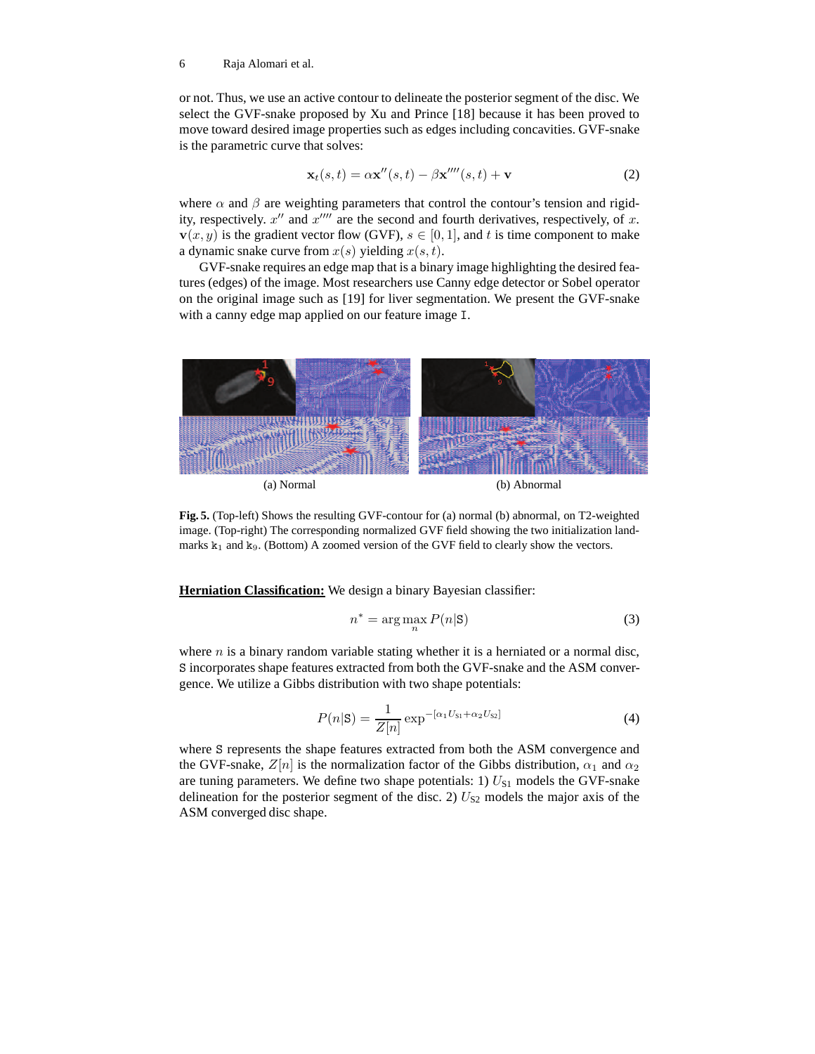or not. Thus, we use an active contour to delineate the posterior segment of the disc. We select the GVF-snake proposed by Xu and Prince [18] because it has been proved to move toward desired image properties such as edges including concavities. GVF-snake is the parametric curve that solves:

$$\mathbf{x}_t(s,t) = \alpha \mathbf{x}''(s,t) - \beta \mathbf{x}''''(s,t) + \mathbf{v} \tag{2}$$

where $\alpha$ and $\beta$ are weighting parameters that control the contour's tension and rigidity, respectively. $x''$ and $x''''$ are the second and fourth derivatives, respectively, of $x$. $\mathbf{v}(x,y)$ is the gradient vector flow (GVF), $s \in [0,1]$, and $t$ is time component to make a dynamic snake curve from $x(s)$ yielding $x(s,t)$.

GVF-snake requires an edge map that is a binary image highlighting the desired features (edges) of the image. Most researchers use Canny edge detector or Sobel operator on the original image such as [19] for liver segmentation. We present the GVF-snake with a canny edge map applied on our feature image I.

(a) Normal (b) Abnormal

**Fig. 5.** (Top-left) Shows the resulting GVF-contour for (a) normal (b) abnormal, on T2-weighted image. (Top-right) The corresponding normalized GVF field showing the two initialization landmarks $\mathtt{k}_1$ and $\mathtt{k}_9$. (Bottom) A zoomed version of the GVF field to clearly show the vectors.

**Herniation Classification:** We design a binary Bayesian classifier:

$$n^* = \arg\max_n P(n|\mathtt{S}) \tag{3}$$

where $n$ is a binary random variable stating whether it is a herniated or a normal disc, S incorporates shape features extracted from both the GVF-snake and the ASM convergence. We utilize a Gibbs distribution with two shape potentials:

$$P(n|\mathtt{S}) = \frac{1}{Z[n]} \exp^{-[\alpha_1 U_{\mathtt{S}1} + \alpha_2 U_{\mathtt{S}2}]} \tag{4}$$

where S represents the shape features extracted from both the ASM convergence and the GVF-snake, $Z[n]$ is the normalization factor of the Gibbs distribution, $\alpha_1$ and $\alpha_2$ are tuning parameters. We define two shape potentials: 1) $U_{\mathtt{S}1}$ models the GVF-snake delineation for the posterior segment of the disc. 2) $U_{\mathtt{S}2}$ models the major axis of the ASM converged disc shape.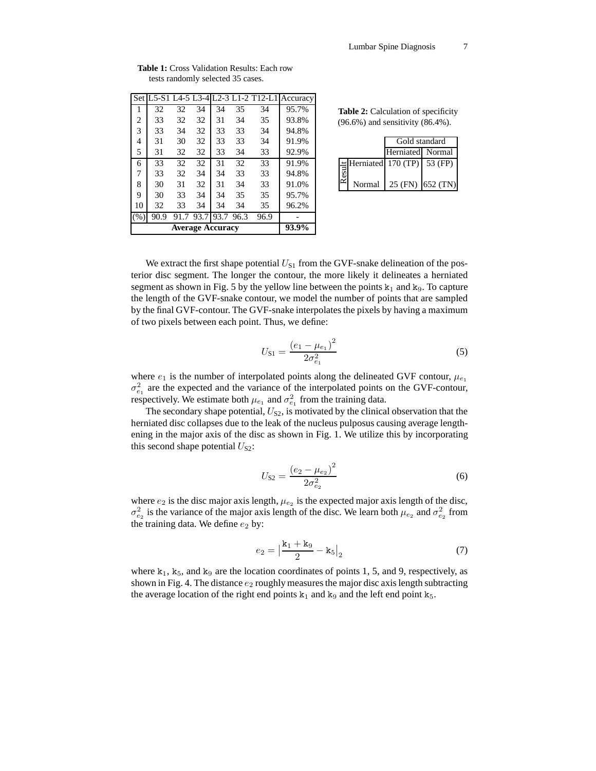**Table 1:** Cross Validation Results: Each row tests randomly selected 35 cases.

| Set | L5-S1 | L4-5 | L3-4 | L2-3 | L1-2 | T12-L1 | Accuracy |
|---|---|---|---|---|---|---|---|
| 1 | 32 | 32 | 34 | 34 | 35 | 34 | 95.7% |
| 2 | 33 | 32 | 32 | 31 | 34 | 35 | 93.8% |
| 3 | 33 | 34 | 32 | 33 | 33 | 34 | 94.8% |
| 4 | 31 | 30 | 32 | 33 | 33 | 34 | 91.9% |
| 5 | 31 | 32 | 32 | 33 | 34 | 33 | 92.9% |
| 6 | 33 | 32 | 32 | 31 | 32 | 33 | 91.9% |
| 7 | 33 | 32 | 34 | 34 | 33 | 33 | 94.8% |
| 8 | 30 | 31 | 32 | 31 | 34 | 33 | 91.0% |
| 9 | 30 | 33 | 34 | 34 | 35 | 35 | 95.7% |
| 10 | 32 | 33 | 34 | 34 | 34 | 35 | 96.2% |
| (%) | 90.9 | 91.7 | 93.7 | 93.7 | 96.3 | 96.9 | - |
| **Average Accuracy** | | | | | | | **93.9%** |

**Table 2:** Calculation of specificity (96.6%) and sensitivity (86.4%).

| | | Gold standard | |
|---|---|---|---|
| | | Herniated | Normal |
| Result | Herniated | 170 (TP) | 53 (FP) |
| | Normal | 25 (FN) | 652 (TN) |

We extract the first shape potential $U_{S1}$ from the GVF-snake delineation of the posterior disc segment. The longer the contour, the more likely it delineates a herniated segment as shown in Fig. 5 by the yellow line between the points $\mathtt{k}_1$ and $\mathtt{k}_9$. To capture the length of the GVF-snake contour, we model the number of points that are sampled by the final GVF-contour. The GVF-snake interpolates the pixels by having a maximum of two pixels between each point. Thus, we define:

$$U_{S1} = \frac{(e_1 - \mu_{e_1})^2}{2\sigma_{e_1}^2} \tag{5}$$

where $e_1$ is the number of interpolated points along the delineated GVF contour, $\mu_{e_1}$ $\sigma_{e_1}^2$ are the expected and the variance of the interpolated points on the GVF-contour, respectively. We estimate both $\mu_{e_1}$ and $\sigma_{e_1}^2$ from the training data.

The secondary shape potential, $U_{S2}$, is motivated by the clinical observation that the herniated disc collapses due to the leak of the nucleus pulposus causing average lengthening in the major axis of the disc as shown in Fig. 1. We utilize this by incorporating this second shape potential $U_{S2}$:

$$U_{S2} = \frac{(e_2 - \mu_{e_2})^2}{2\sigma_{e_2}^2} \tag{6}$$

where $e_2$ is the disc major axis length, $\mu_{e_2}$ is the expected major axis length of the disc, $\sigma_{e_2}^2$ is the variance of the major axis length of the disc. We learn both $\mu_{e_2}$ and $\sigma_{e_2}^2$ from the training data. We define $e_2$ by:

$$e_2 = \left|\frac{\mathtt{k}_1 + \mathtt{k}_9}{2} - \mathtt{k}_5\right|_2 \tag{7}$$

where $\mathtt{k}_1$, $\mathtt{k}_5$, and $\mathtt{k}_9$ are the location coordinates of points 1, 5, and 9, respectively, as shown in Fig. 4. The distance $e_2$ roughly measures the major disc axis length subtracting the average location of the right end points $\mathtt{k}_1$ and $\mathtt{k}_9$ and the left end point $\mathtt{k}_5$.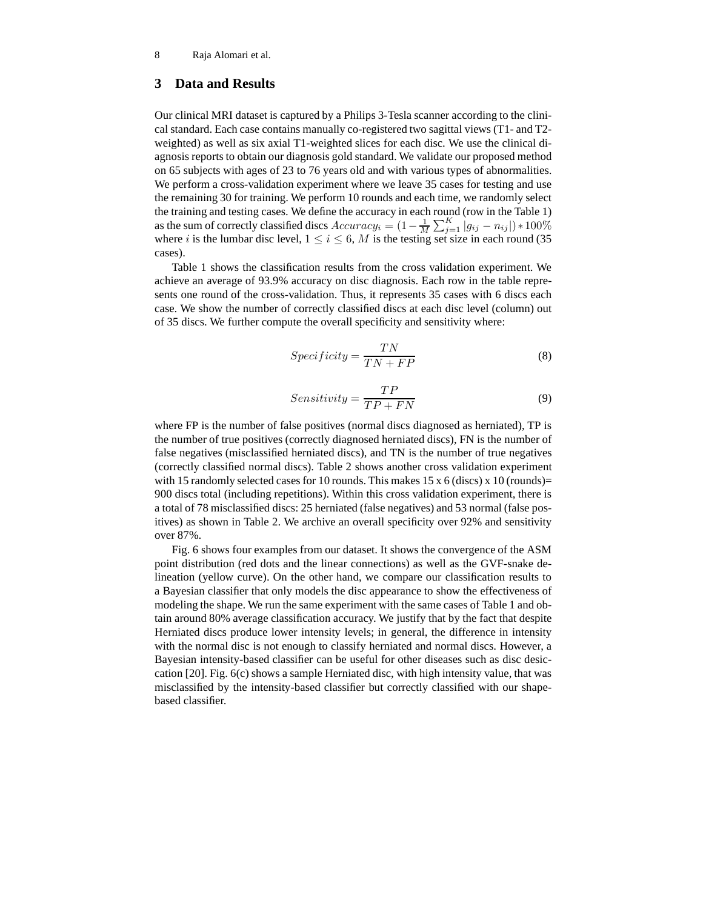## 3 Data and Results

Our clinical MRI dataset is captured by a Philips 3-Tesla scanner according to the clinical standard. Each case contains manually co-registered two sagittal views (T1- and T2-weighted) as well as six axial T1-weighted slices for each disc. We use the clinical diagnosis reports to obtain our diagnosis gold standard. We validate our proposed method on 65 subjects with ages of 23 to 76 years old and with various types of abnormalities. We perform a cross-validation experiment where we leave 35 cases for testing and use the remaining 30 for training. We perform 10 rounds and each time, we randomly select the training and testing cases. We define the accuracy in each round (row in the Table 1) as the sum of correctly classified discs $Accuracy_i = (1 - \frac{1}{M}\sum_{j=1}^{K}|g_{ij} - n_{ij}|) * 100\%$ where $i$ is the lumbar disc level, $1 \le i \le 6$, $M$ is the testing set size in each round (35 cases).

Table 1 shows the classification results from the cross validation experiment. We achieve an average of 93.9% accuracy on disc diagnosis. Each row in the table represents one round of the cross-validation. Thus, it represents 35 cases with 6 discs each case. We show the number of correctly classified discs at each disc level (column) out of 35 discs. We further compute the overall specificity and sensitivity where:

$$Specificity = \frac{TN}{TN + FP} \tag{8}$$

$$Sensitivity = \frac{TP}{TP + FN} \tag{9}$$

where FP is the number of false positives (normal discs diagnosed as herniated), TP is the number of true positives (correctly diagnosed herniated discs), FN is the number of false negatives (misclassified herniated discs), and TN is the number of true negatives (correctly classified normal discs). Table 2 shows another cross validation experiment with 15 randomly selected cases for 10 rounds. This makes 15 x 6 (discs) x 10 (rounds)= 900 discs total (including repetitions). Within this cross validation experiment, there is a total of 78 misclassified discs: 25 herniated (false negatives) and 53 normal (false positives) as shown in Table 2. We archive an overall specificity over 92% and sensitivity over 87%.

Fig. 6 shows four examples from our dataset. It shows the convergence of the ASM point distribution (red dots and the linear connections) as well as the GVF-snake delineation (yellow curve). On the other hand, we compare our classification results to a Bayesian classifier that only models the disc appearance to show the effectiveness of modeling the shape. We run the same experiment with the same cases of Table 1 and obtain around 80% average classification accuracy. We justify that by the fact that despite Herniated discs produce lower intensity levels; in general, the difference in intensity with the normal disc is not enough to classify herniated and normal discs. However, a Bayesian intensity-based classifier can be useful for other diseases such as disc desiccation [20]. Fig. 6(c) shows a sample Herniated disc, with high intensity value, that was misclassified by the intensity-based classifier but correctly classified with our shape-based classifier.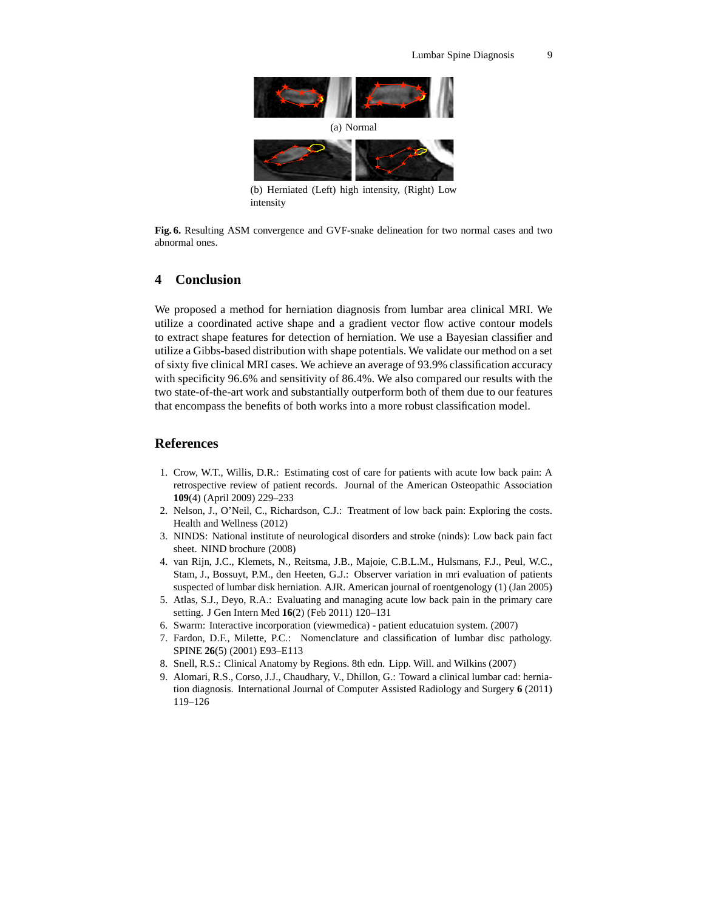(a) Normal

(b) Herniated (Left) high intensity, (Right) Low intensity

**Fig. 6.** Resulting ASM convergence and GVF-snake delineation for two normal cases and two abnormal ones.

## 4 Conclusion

We proposed a method for herniation diagnosis from lumbar area clinical MRI. We utilize a coordinated active shape and a gradient vector flow active contour models to extract shape features for detection of herniation. We use a Bayesian classifier and utilize a Gibbs-based distribution with shape potentials. We validate our method on a set of sixty five clinical MRI cases. We achieve an average of 93.9% classification accuracy with specificity 96.6% and sensitivity of 86.4%. We also compared our results with the two state-of-the-art work and substantially outperform both of them due to our features that encompass the benefits of both works into a more robust classification model.

## References

1. Crow, W.T., Willis, D.R.: Estimating cost of care for patients with acute low back pain: A retrospective review of patient records. Journal of the American Osteopathic Association **109**(4) (April 2009) 229–233
2. Nelson, J., O'Neil, C., Richardson, C.J.: Treatment of low back pain: Exploring the costs. Health and Wellness (2012)
3. NINDS: National institute of neurological disorders and stroke (ninds): Low back pain fact sheet. NIND brochure (2008)
4. van Rijn, J.C., Klemets, N., Reitsma, J.B., Majoie, C.B.L.M., Hulsmans, F.J., Peul, W.C., Stam, J., Bossuyt, P.M., den Heeten, G.J.: Observer variation in mri evaluation of patients suspected of lumbar disk herniation. AJR. American journal of roentgenology (1) (Jan 2005)
5. Atlas, S.J., Deyo, R.A.: Evaluating and managing acute low back pain in the primary care setting. J Gen Intern Med **16**(2) (Feb 2011) 120–131
6. Swarm: Interactive incorporation (viewmedica) - patient educatuion system. (2007)
7. Fardon, D.F., Milette, P.C.: Nomenclature and classification of lumbar disc pathology. SPINE **26**(5) (2001) E93–E113
8. Snell, R.S.: Clinical Anatomy by Regions. 8th edn. Lipp. Will. and Wilkins (2007)
9. Alomari, R.S., Corso, J.J., Chaudhary, V., Dhillon, G.: Toward a clinical lumbar cad: herniation diagnosis. International Journal of Computer Assisted Radiology and Surgery **6** (2011) 119–126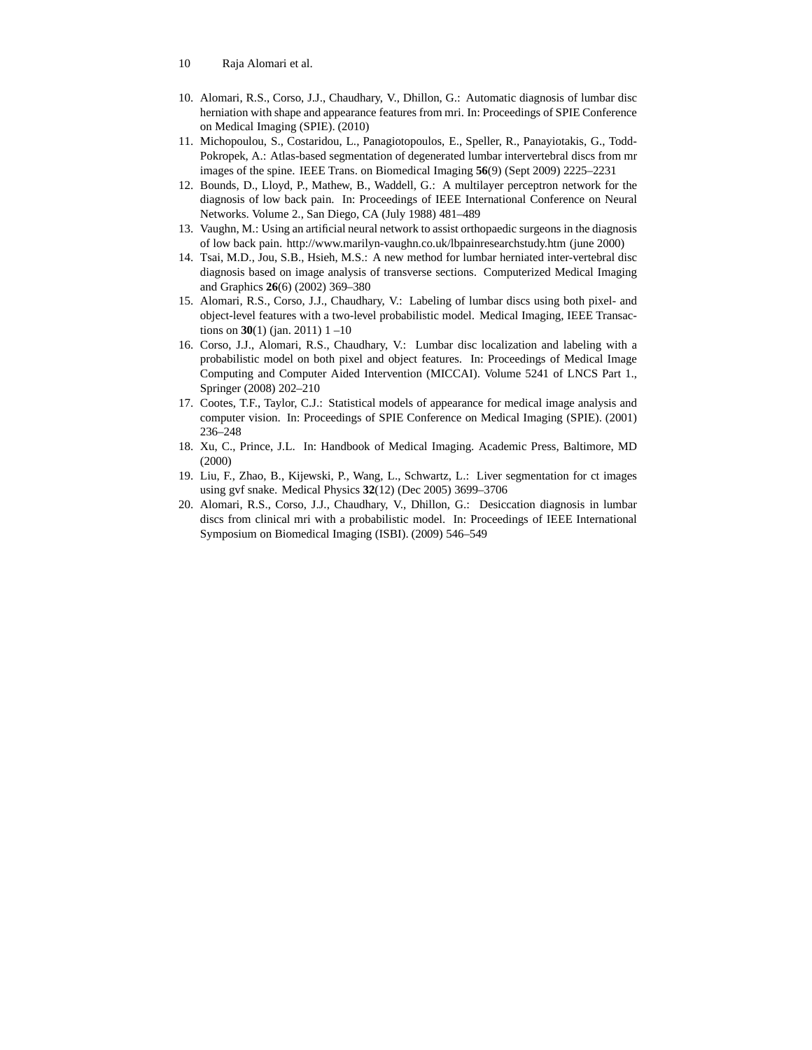10. Alomari, R.S., Corso, J.J., Chaudhary, V., Dhillon, G.: Automatic diagnosis of lumbar disc herniation with shape and appearance features from mri. In: Proceedings of SPIE Conference on Medical Imaging (SPIE). (2010)
11. Michopoulou, S., Costaridou, L., Panagiotopoulos, E., Speller, R., Panayiotakis, G., Todd-Pokropek, A.: Atlas-based segmentation of degenerated lumbar intervertebral discs from mr images of the spine. IEEE Trans. on Biomedical Imaging **56**(9) (Sept 2009) 2225–2231
12. Bounds, D., Lloyd, P., Mathew, B., Waddell, G.: A multilayer perceptron network for the diagnosis of low back pain. In: Proceedings of IEEE International Conference on Neural Networks. Volume 2., San Diego, CA (July 1988) 481–489
13. Vaughn, M.: Using an artificial neural network to assist orthopaedic surgeons in the diagnosis of low back pain. http://www.marilyn-vaughn.co.uk/lbpainresearchstudy.htm (june 2000)
14. Tsai, M.D., Jou, S.B., Hsieh, M.S.: A new method for lumbar herniated inter-vertebral disc diagnosis based on image analysis of transverse sections. Computerized Medical Imaging and Graphics **26**(6) (2002) 369–380
15. Alomari, R.S., Corso, J.J., Chaudhary, V.: Labeling of lumbar discs using both pixel- and object-level features with a two-level probabilistic model. Medical Imaging, IEEE Transactions on **30**(1) (jan. 2011) 1 –10
16. Corso, J.J., Alomari, R.S., Chaudhary, V.: Lumbar disc localization and labeling with a probabilistic model on both pixel and object features. In: Proceedings of Medical Image Computing and Computer Aided Intervention (MICCAI). Volume 5241 of LNCS Part 1., Springer (2008) 202–210
17. Cootes, T.F., Taylor, C.J.: Statistical models of appearance for medical image analysis and computer vision. In: Proceedings of SPIE Conference on Medical Imaging (SPIE). (2001) 236–248
18. Xu, C., Prince, J.L. In: Handbook of Medical Imaging. Academic Press, Baltimore, MD (2000)
19. Liu, F., Zhao, B., Kijewski, P., Wang, L., Schwartz, L.: Liver segmentation for ct images using gvf snake. Medical Physics **32**(12) (Dec 2005) 3699–3706
20. Alomari, R.S., Corso, J.J., Chaudhary, V., Dhillon, G.: Desiccation diagnosis in lumbar discs from clinical mri with a probabilistic model. In: Proceedings of IEEE International Symposium on Biomedical Imaging (ISBI). (2009) 546–549